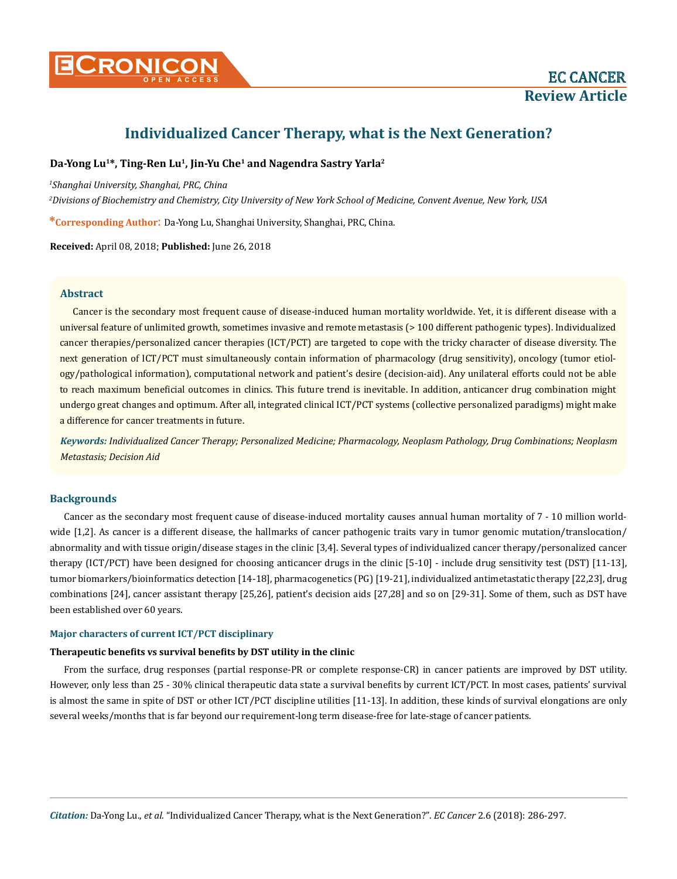# Individualized Cancer Therapy, what is the Next Generation?

**Da-Yong Lu[1]*, Ting-Ren Lu[1], Jin-Yu Che[1] and Nagendra Sastry Yarla[2]**

*[1]Shanghai University, Shanghai, PRC, China*

*[2]Divisions of Biochemistry and Chemistry, City University of New York School of Medicine, Convent Avenue, New York, USA*

***Corresponding Author:** Da-Yong Lu, Shanghai University, Shanghai, PRC, China.

**Received:** April 08, 2018; **Published:** June 26, 2018

## Abstract

Cancer is the secondary most frequent cause of disease-induced human mortality worldwide. Yet, it is different disease with a universal feature of unlimited growth, sometimes invasive and remote metastasis (> 100 different pathogenic types). Individualized cancer therapies/personalized cancer therapies (ICT/PCT) are targeted to cope with the tricky character of disease diversity. The next generation of ICT/PCT must simultaneously contain information of pharmacology (drug sensitivity), oncology (tumor etiology/pathological information), computational network and patient's desire (decision-aid). Any unilateral efforts could not be able to reach maximum beneficial outcomes in clinics. This future trend is inevitable. In addition, anticancer drug combination might undergo great changes and optimum. After all, integrated clinical ICT/PCT systems (collective personalized paradigms) might make a difference for cancer treatments in future.

***Keywords:*** *Individualized Cancer Therapy; Personalized Medicine; Pharmacology, Neoplasm Pathology, Drug Combinations; Neoplasm Metastasis; Decision Aid*

## Backgrounds

Cancer as the secondary most frequent cause of disease-induced mortality causes annual human mortality of 7 - 10 million worldwide [1,2]. As cancer is a different disease, the hallmarks of cancer pathogenic traits vary in tumor genomic mutation/translocation/abnormality and with tissue origin/disease stages in the clinic [3,4]. Several types of individualized cancer therapy/personalized cancer therapy (ICT/PCT) have been designed for choosing anticancer drugs in the clinic [5-10] - include drug sensitivity test (DST) [11-13], tumor biomarkers/bioinformatics detection [14-18], pharmacogenetics (PG) [19-21], individualized antimetastatic therapy [22,23], drug combinations [24], cancer assistant therapy [25,26], patient's decision aids [27,28] and so on [29-31]. Some of them, such as DST have been established over 60 years.

### Major characters of current ICT/PCT disciplinary

#### Therapeutic benefits vs survival benefits by DST utility in the clinic

From the surface, drug responses (partial response-PR or complete response-CR) in cancer patients are improved by DST utility. However, only less than 25 - 30% clinical therapeutic data state a survival benefits by current ICT/PCT. In most cases, patients' survival is almost the same in spite of DST or other ICT/PCT discipline utilities [11-13]. In addition, these kinds of survival elongations are only several weeks/months that is far beyond our requirement-long term disease-free for late-stage of cancer patients.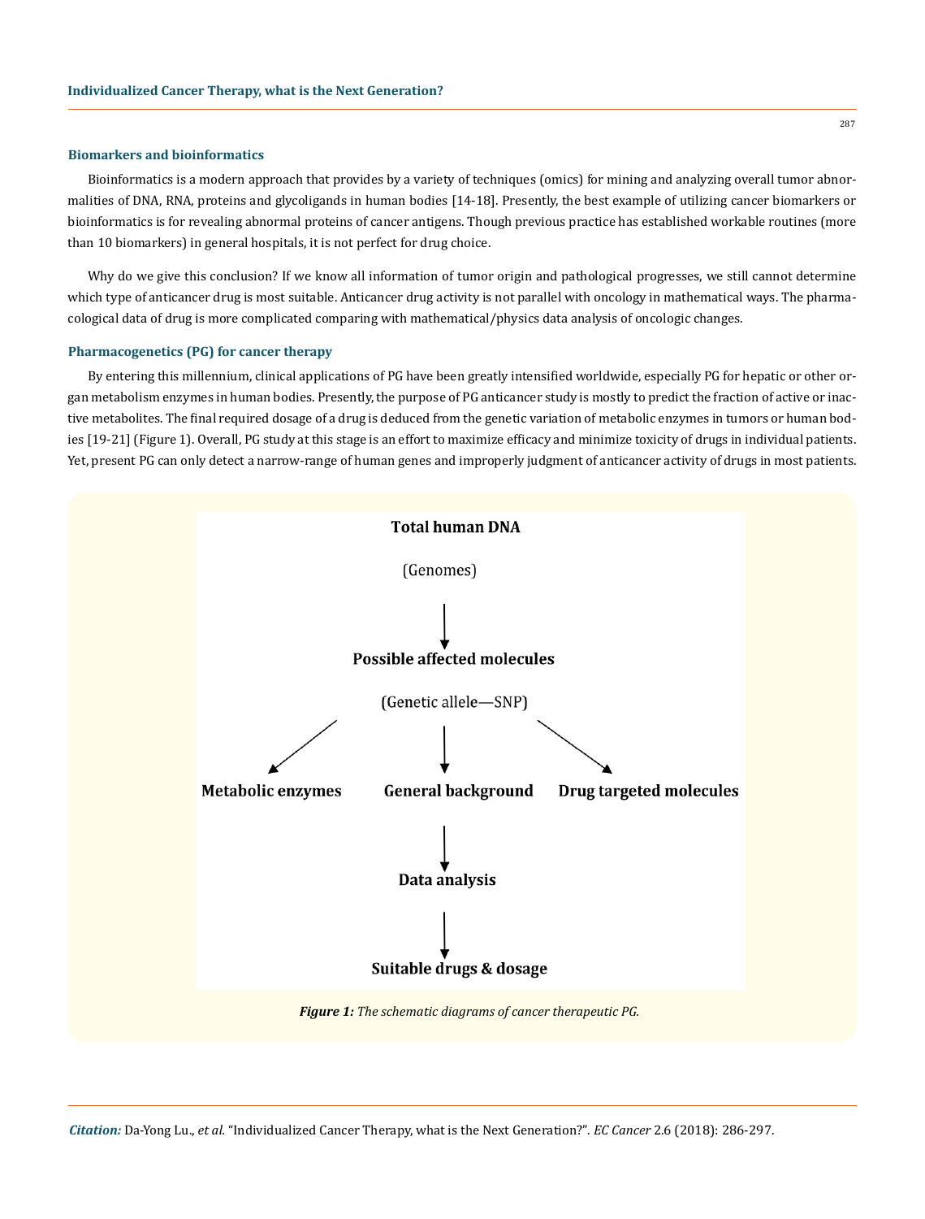### Biomarkers and bioinformatics

Bioinformatics is a modern approach that provides by a variety of techniques (omics) for mining and analyzing overall tumor abnormalities of DNA, RNA, proteins and glycoligands in human bodies [14-18]. Presently, the best example of utilizing cancer biomarkers or bioinformatics is for revealing abnormal proteins of cancer antigens. Though previous practice has established workable routines (more than 10 biomarkers) in general hospitals, it is not perfect for drug choice.

Why do we give this conclusion? If we know all information of tumor origin and pathological progresses, we still cannot determine which type of anticancer drug is most suitable. Anticancer drug activity is not parallel with oncology in mathematical ways. The pharmacological data of drug is more complicated comparing with mathematical/physics data analysis of oncologic changes.

### Pharmacogenetics (PG) for cancer therapy

By entering this millennium, clinical applications of PG have been greatly intensified worldwide, especially PG for hepatic or other organ metabolism enzymes in human bodies. Presently, the purpose of PG anticancer study is mostly to predict the fraction of active or inactive metabolites. The final required dosage of a drug is deduced from the genetic variation of metabolic enzymes in tumors or human bodies [19-21] (Figure 1). Overall, PG study at this stage is an effort to maximize efficacy and minimize toxicity of drugs in individual patients. Yet, present PG can only detect a narrow-range of human genes and improperly judgment of anticancer activity of drugs in most patients.

**Total human DNA**

(Genomes)

↓

**Possible affected molecules**

(Genetic allele—SNP)

↙ ↓ ↘

**Metabolic enzymes** | **General background** | **Drug targeted molecules**

↓

**Data analysis**

↓

**Suitable drugs & dosage**

***Figure 1:*** *The schematic diagrams of cancer therapeutic PG.*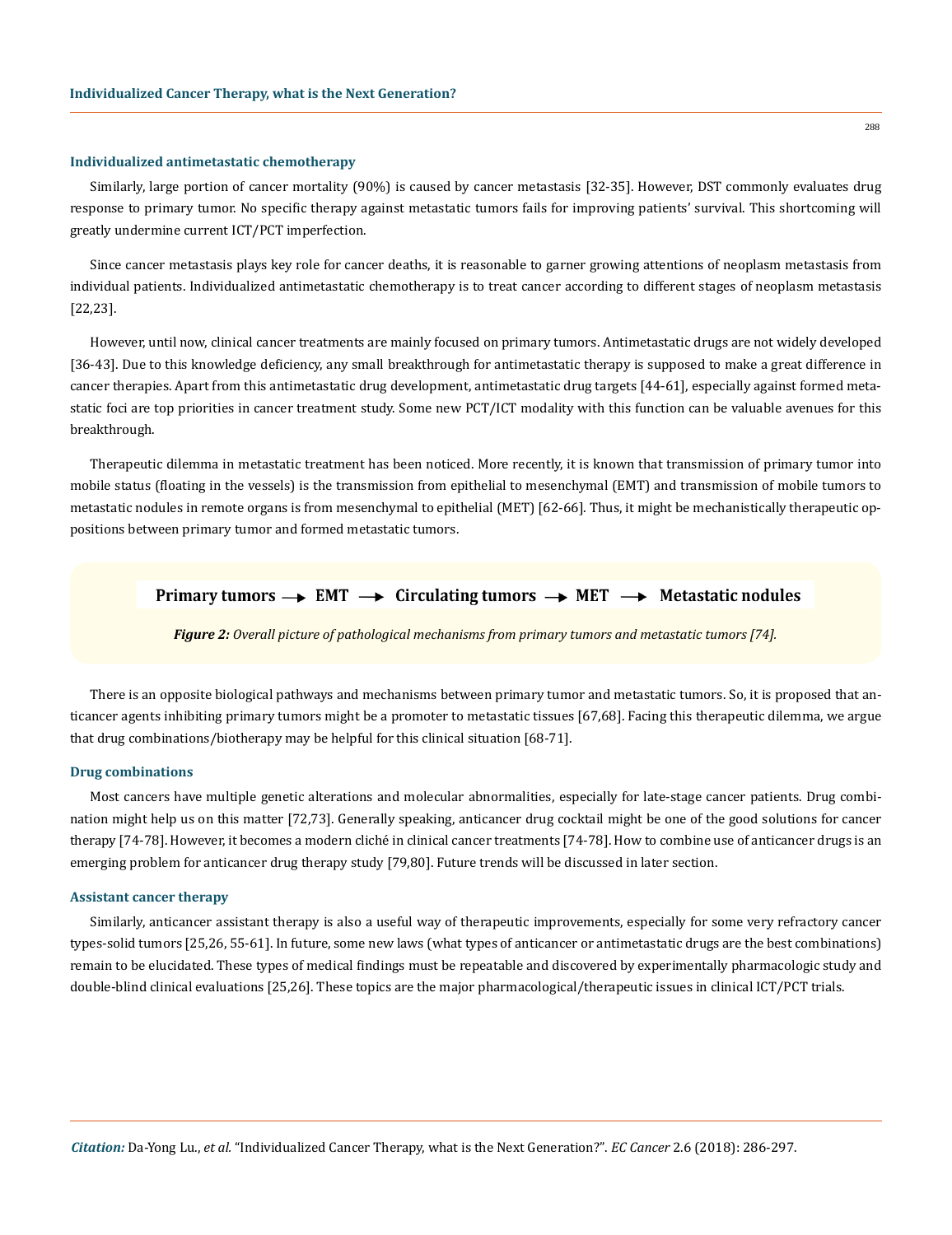### Individualized antimetastatic chemotherapy

Similarly, large portion of cancer mortality (90%) is caused by cancer metastasis [32-35]. However, DST commonly evaluates drug response to primary tumor. No specific therapy against metastatic tumors fails for improving patients' survival. This shortcoming will greatly undermine current ICT/PCT imperfection.

Since cancer metastasis plays key role for cancer deaths, it is reasonable to garner growing attentions of neoplasm metastasis from individual patients. Individualized antimetastatic chemotherapy is to treat cancer according to different stages of neoplasm metastasis [22,23].

However, until now, clinical cancer treatments are mainly focused on primary tumors. Antimetastatic drugs are not widely developed [36-43]. Due to this knowledge deficiency, any small breakthrough for antimetastatic therapy is supposed to make a great difference in cancer therapies. Apart from this antimetastatic drug development, antimetastatic drug targets [44-61], especially against formed metastatic foci are top priorities in cancer treatment study. Some new PCT/ICT modality with this function can be valuable avenues for this breakthrough.

Therapeutic dilemma in metastatic treatment has been noticed. More recently, it is known that transmission of primary tumor into mobile status (floating in the vessels) is the transmission from epithelial to mesenchymal (EMT) and transmission of mobile tumors to metastatic nodules in remote organs is from mesenchymal to epithelial (MET) [62-66]. Thus, it might be mechanistically therapeutic oppositions between primary tumor and formed metastatic tumors.

**Primary tumors → EMT → Circulating tumors → MET → Metastatic nodules**

***Figure 2:*** *Overall picture of pathological mechanisms from primary tumors and metastatic tumors [74].*

There is an opposite biological pathways and mechanisms between primary tumor and metastatic tumors. So, it is proposed that anticancer agents inhibiting primary tumors might be a promoter to metastatic tissues [67,68]. Facing this therapeutic dilemma, we argue that drug combinations/biotherapy may be helpful for this clinical situation [68-71].

### Drug combinations

Most cancers have multiple genetic alterations and molecular abnormalities, especially for late-stage cancer patients. Drug combination might help us on this matter [72,73]. Generally speaking, anticancer drug cocktail might be one of the good solutions for cancer therapy [74-78]. However, it becomes a modern cliché in clinical cancer treatments [74-78]. How to combine use of anticancer drugs is an emerging problem for anticancer drug therapy study [79,80]. Future trends will be discussed in later section.

### Assistant cancer therapy

Similarly, anticancer assistant therapy is also a useful way of therapeutic improvements, especially for some very refractory cancer types-solid tumors [25,26, 55-61]. In future, some new laws (what types of anticancer or antimetastatic drugs are the best combinations) remain to be elucidated. These types of medical findings must be repeatable and discovered by experimentally pharmacologic study and double-blind clinical evaluations [25,26]. These topics are the major pharmacological/therapeutic issues in clinical ICT/PCT trials.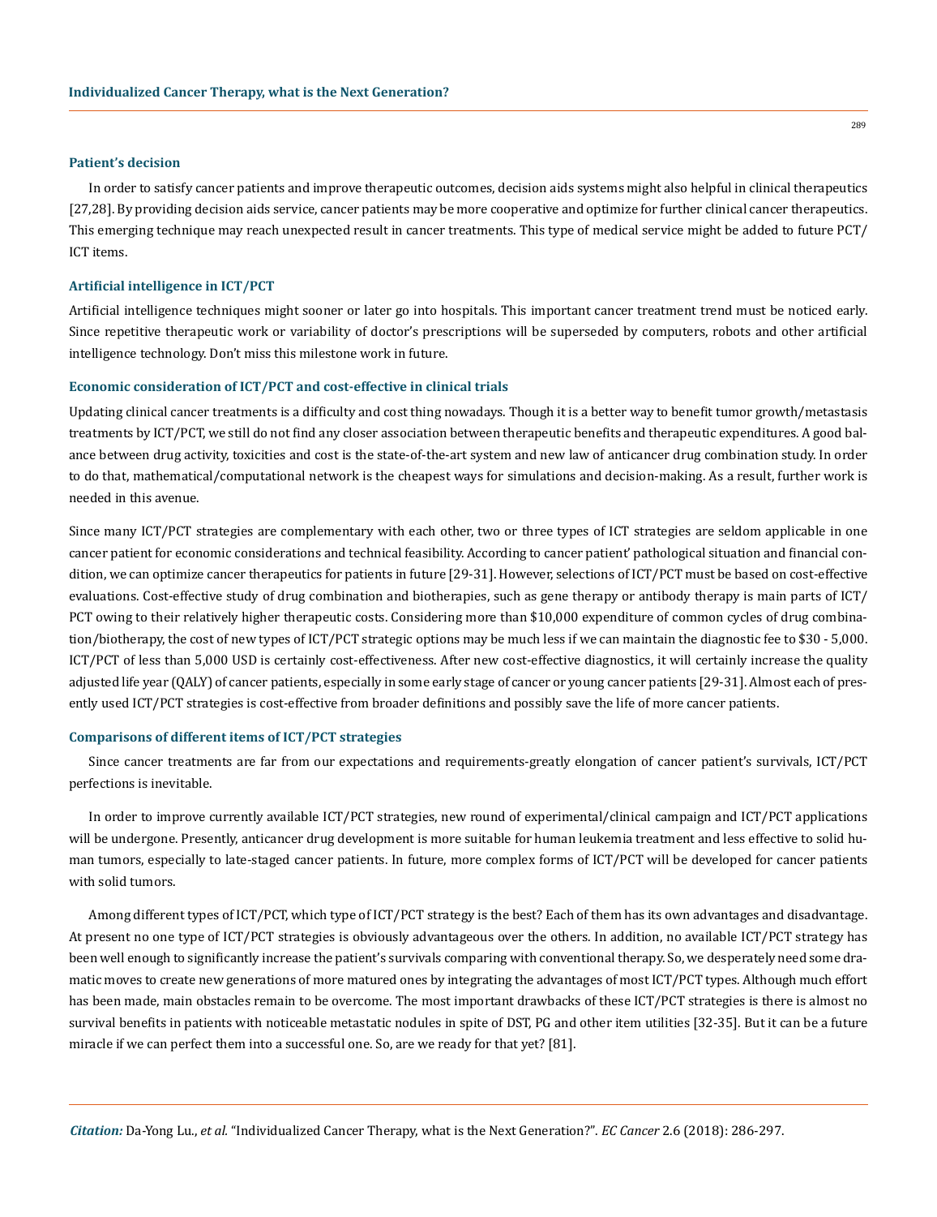### Patient's decision

In order to satisfy cancer patients and improve therapeutic outcomes, decision aids systems might also helpful in clinical therapeutics [27,28]. By providing decision aids service, cancer patients may be more cooperative and optimize for further clinical cancer therapeutics. This emerging technique may reach unexpected result in cancer treatments. This type of medical service might be added to future PCT/ICT items.

### Artificial intelligence in ICT/PCT

Artificial intelligence techniques might sooner or later go into hospitals. This important cancer treatment trend must be noticed early. Since repetitive therapeutic work or variability of doctor's prescriptions will be superseded by computers, robots and other artificial intelligence technology. Don't miss this milestone work in future.

### Economic consideration of ICT/PCT and cost-effective in clinical trials

Updating clinical cancer treatments is a difficulty and cost thing nowadays. Though it is a better way to benefit tumor growth/metastasis treatments by ICT/PCT, we still do not find any closer association between therapeutic benefits and therapeutic expenditures. A good balance between drug activity, toxicities and cost is the state-of-the-art system and new law of anticancer drug combination study. In order to do that, mathematical/computational network is the cheapest ways for simulations and decision-making. As a result, further work is needed in this avenue.

Since many ICT/PCT strategies are complementary with each other, two or three types of ICT strategies are seldom applicable in one cancer patient for economic considerations and technical feasibility. According to cancer patient' pathological situation and financial condition, we can optimize cancer therapeutics for patients in future [29-31]. However, selections of ICT/PCT must be based on cost-effective evaluations. Cost-effective study of drug combination and biotherapies, such as gene therapy or antibody therapy is main parts of ICT/PCT owing to their relatively higher therapeutic costs. Considering more than $10,000 expenditure of common cycles of drug combination/biotherapy, the cost of new types of ICT/PCT strategic options may be much less if we can maintain the diagnostic fee to $30 - 5,000. ICT/PCT of less than 5,000 USD is certainly cost-effectiveness. After new cost-effective diagnostics, it will certainly increase the quality adjusted life year (QALY) of cancer patients, especially in some early stage of cancer or young cancer patients [29-31]. Almost each of presently used ICT/PCT strategies is cost-effective from broader definitions and possibly save the life of more cancer patients.

### Comparisons of different items of ICT/PCT strategies

Since cancer treatments are far from our expectations and requirements-greatly elongation of cancer patient's survivals, ICT/PCT perfections is inevitable.

In order to improve currently available ICT/PCT strategies, new round of experimental/clinical campaign and ICT/PCT applications will be undergone. Presently, anticancer drug development is more suitable for human leukemia treatment and less effective to solid human tumors, especially to late-staged cancer patients. In future, more complex forms of ICT/PCT will be developed for cancer patients with solid tumors.

Among different types of ICT/PCT, which type of ICT/PCT strategy is the best? Each of them has its own advantages and disadvantage. At present no one type of ICT/PCT strategies is obviously advantageous over the others. In addition, no available ICT/PCT strategy has been well enough to significantly increase the patient's survivals comparing with conventional therapy. So, we desperately need some dramatic moves to create new generations of more matured ones by integrating the advantages of most ICT/PCT types. Although much effort has been made, main obstacles remain to be overcome. The most important drawbacks of these ICT/PCT strategies is there is almost no survival benefits in patients with noticeable metastatic nodules in spite of DST, PG and other item utilities [32-35]. But it can be a future miracle if we can perfect them into a successful one. So, are we ready for that yet? [81].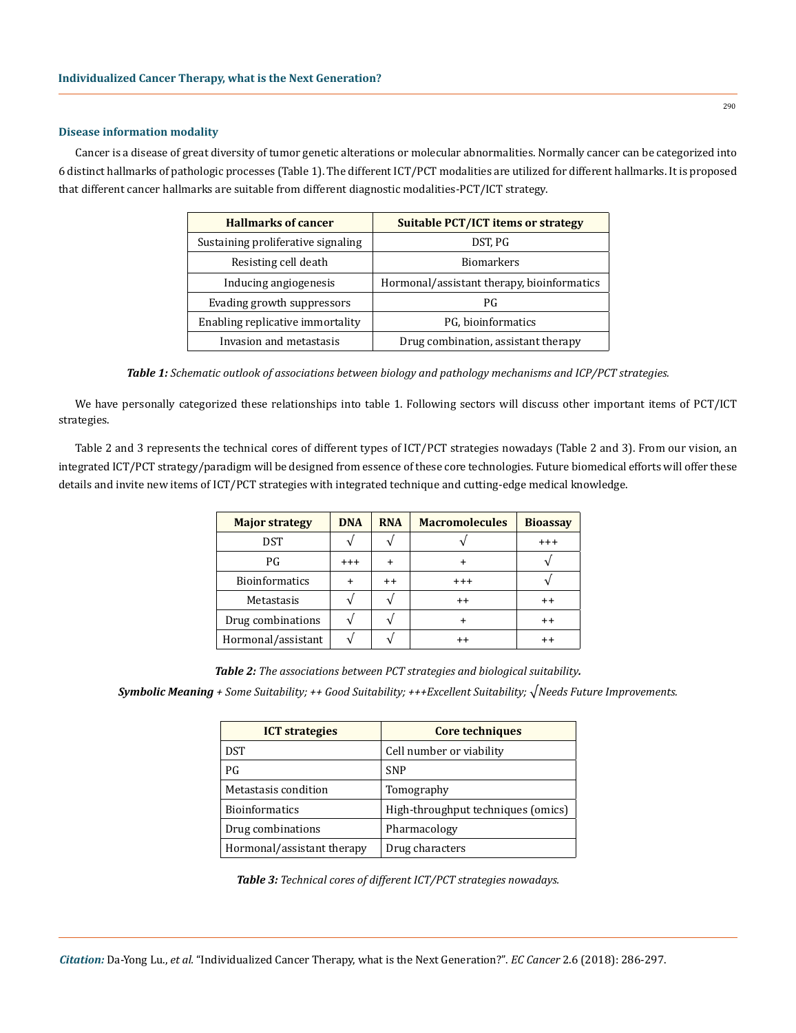### Disease information modality

Cancer is a disease of great diversity of tumor genetic alterations or molecular abnormalities. Normally cancer can be categorized into 6 distinct hallmarks of pathologic processes (Table 1). The different ICT/PCT modalities are utilized for different hallmarks. It is proposed that different cancer hallmarks are suitable from different diagnostic modalities-PCT/ICT strategy.

| Hallmarks of cancer | Suitable PCT/ICT items or strategy |
|---|---|
| Sustaining proliferative signaling | DST, PG |
| Resisting cell death | Biomarkers |
| Inducing angiogenesis | Hormonal/assistant therapy, bioinformatics |
| Evading growth suppressors | PG |
| Enabling replicative immortality | PG, bioinformatics |
| Invasion and metastasis | Drug combination, assistant therapy |

***Table 1:*** *Schematic outlook of associations between biology and pathology mechanisms and ICP/PCT strategies.*

We have personally categorized these relationships into table 1. Following sectors will discuss other important items of PCT/ICT strategies.

Table 2 and 3 represents the technical cores of different types of ICT/PCT strategies nowadays (Table 2 and 3). From our vision, an integrated ICT/PCT strategy/paradigm will be designed from essence of these core technologies. Future biomedical efforts will offer these details and invite new items of ICT/PCT strategies with integrated technique and cutting-edge medical knowledge.

| Major strategy | DNA | RNA | Macromolecules | Bioassay |
|---|---|---|---|---|
| DST | √ | √ | √ | +++ |
| PG | +++ | + | + | √ |
| Bioinformatics | + | ++ | +++ | √ |
| Metastasis | √ | √ | ++ | ++ |
| Drug combinations | √ | √ | + | ++ |
| Hormonal/assistant | √ | √ | ++ | ++ |

***Table 2:*** *The associations between PCT strategies and biological suitability.*

***Symbolic Meaning*** *+ Some Suitability; ++ Good Suitability; +++Excellent Suitability; √Needs Future Improvements.*

| ICT strategies | Core techniques |
|---|---|
| DST | Cell number or viability |
| PG | SNP |
| Metastasis condition | Tomography |
| Bioinformatics | High-throughput techniques (omics) |
| Drug combinations | Pharmacology |
| Hormonal/assistant therapy | Drug characters |

***Table 3:*** *Technical cores of different ICT/PCT strategies nowadays.*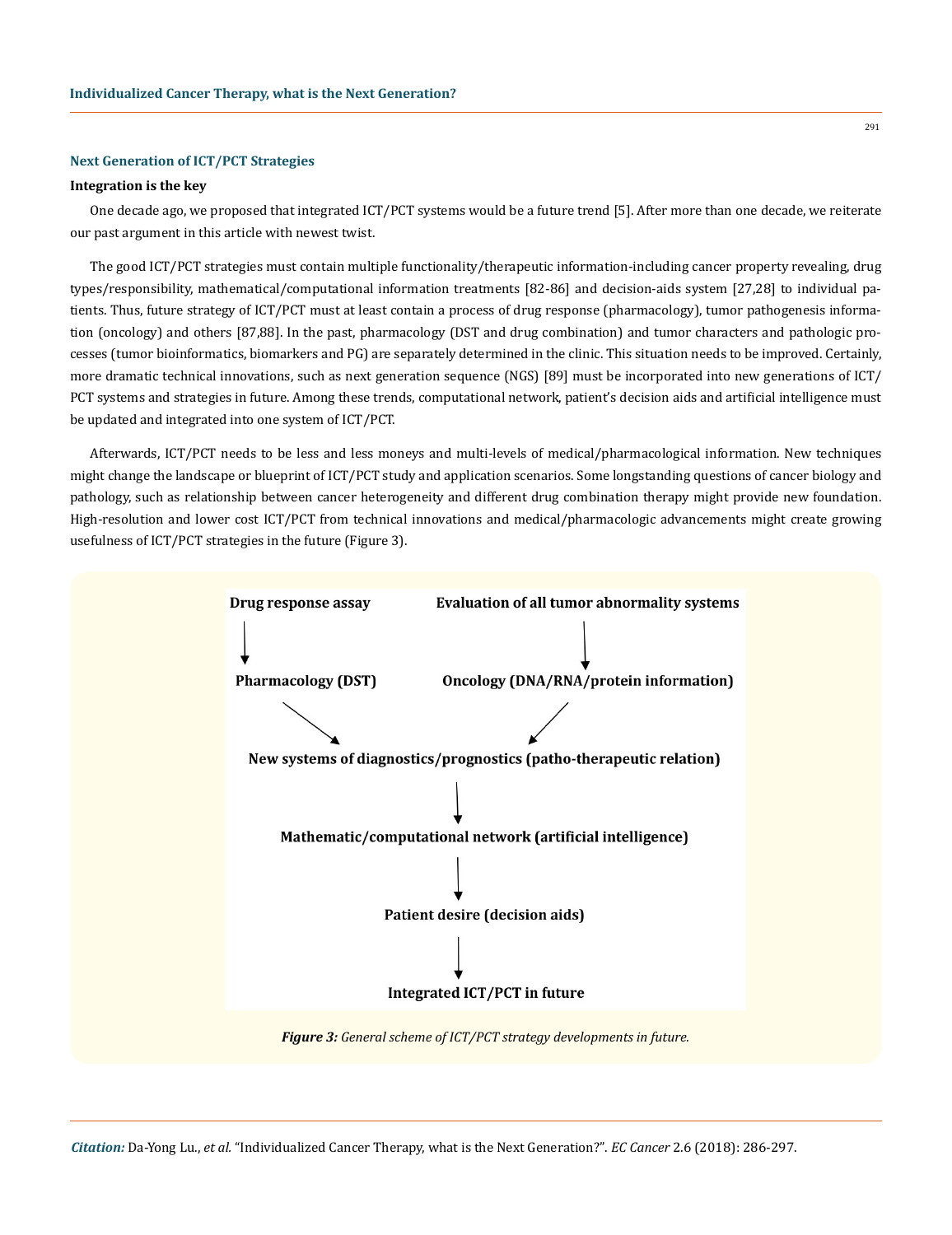## Next Generation of ICT/PCT Strategies

### Integration is the key

One decade ago, we proposed that integrated ICT/PCT systems would be a future trend [5]. After more than one decade, we reiterate our past argument in this article with newest twist.

The good ICT/PCT strategies must contain multiple functionality/therapeutic information-including cancer property revealing, drug types/responsibility, mathematical/computational information treatments [82-86] and decision-aids system [27,28] to individual patients. Thus, future strategy of ICT/PCT must at least contain a process of drug response (pharmacology), tumor pathogenesis information (oncology) and others [87,88]. In the past, pharmacology (DST and drug combination) and tumor characters and pathologic processes (tumor bioinformatics, biomarkers and PG) are separately determined in the clinic. This situation needs to be improved. Certainly, more dramatic technical innovations, such as next generation sequence (NGS) [89] must be incorporated into new generations of ICT/PCT systems and strategies in future. Among these trends, computational network, patient's decision aids and artificial intelligence must be updated and integrated into one system of ICT/PCT.

Afterwards, ICT/PCT needs to be less and less moneys and multi-levels of medical/pharmacological information. New techniques might change the landscape or blueprint of ICT/PCT study and application scenarios. Some longstanding questions of cancer biology and pathology, such as relationship between cancer heterogeneity and different drug combination therapy might provide new foundation. High-resolution and lower cost ICT/PCT from technical innovations and medical/pharmacologic advancements might create growing usefulness of ICT/PCT strategies in the future (Figure 3).

**Drug response assay** → **Pharmacology (DST)**

**Evaluation of all tumor abnormality systems** → **Oncology (DNA/RNA/protein information)**

**Pharmacology (DST)** + **Oncology (DNA/RNA/protein information)** → **New systems of diagnostics/prognostics (patho-therapeutic relation)**

↓

**Mathematic/computational network (artificial intelligence)**

↓

**Patient desire (decision aids)**

↓

**Integrated ICT/PCT in future**

***Figure 3:*** *General scheme of ICT/PCT strategy developments in future.*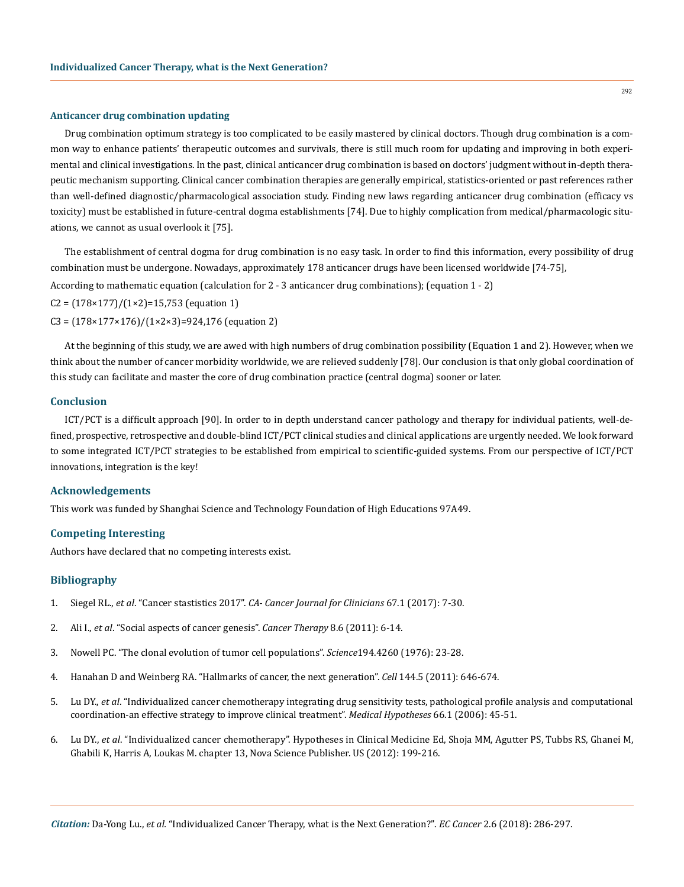### Anticancer drug combination updating

Drug combination optimum strategy is too complicated to be easily mastered by clinical doctors. Though drug combination is a common way to enhance patients' therapeutic outcomes and survivals, there is still much room for updating and improving in both experimental and clinical investigations. In the past, clinical anticancer drug combination is based on doctors' judgment without in-depth therapeutic mechanism supporting. Clinical cancer combination therapies are generally empirical, statistics-oriented or past references rather than well-defined diagnostic/pharmacological association study. Finding new laws regarding anticancer drug combination (efficacy vs toxicity) must be established in future-central dogma establishments [74]. Due to highly complication from medical/pharmacologic situations, we cannot as usual overlook it [75].

The establishment of central dogma for drug combination is no easy task. In order to find this information, every possibility of drug combination must be undergone. Nowadays, approximately 178 anticancer drugs have been licensed worldwide [74-75],

According to mathematic equation (calculation for 2 - 3 anticancer drug combinations); (equation 1 - 2)

$C2 = (178\times177)/(1\times2)=15{,}753$ (equation 1)

$C3 = (178\times177\times176)/(1\times2\times3)=924{,}176$ (equation 2)

At the beginning of this study, we are awed with high numbers of drug combination possibility (Equation 1 and 2). However, when we think about the number of cancer morbidity worldwide, we are relieved suddenly [78]. Our conclusion is that only global coordination of this study can facilitate and master the core of drug combination practice (central dogma) sooner or later.

## Conclusion

ICT/PCT is a difficult approach [90]. In order to in depth understand cancer pathology and therapy for individual patients, well-defined, prospective, retrospective and double-blind ICT/PCT clinical studies and clinical applications are urgently needed. We look forward to some integrated ICT/PCT strategies to be established from empirical to scientific-guided systems. From our perspective of ICT/PCT innovations, integration is the key!

## Acknowledgements

This work was funded by Shanghai Science and Technology Foundation of High Educations 97A49.

## Competing Interesting

Authors have declared that no competing interests exist.

## Bibliography

1. Siegel RL., *et al*. "Cancer stastistics 2017". *CA- Cancer Journal for Clinicians* 67.1 (2017): 7-30.
2. Ali I., *et al*. "Social aspects of cancer genesis". *Cancer Therapy* 8.6 (2011): 6-14.
3. Nowell PC. "The clonal evolution of tumor cell populations". *Science*194.4260 (1976): 23-28.
4. Hanahan D and Weinberg RA. "Hallmarks of cancer, the next generation". *Cell* 144.5 (2011): 646-674.
5. Lu DY., *et al*. "Individualized cancer chemotherapy integrating drug sensitivity tests, pathological profile analysis and computational coordination-an effective strategy to improve clinical treatment". *Medical Hypotheses* 66.1 (2006): 45-51.
6. Lu DY., *et al*. "Individualized cancer chemotherapy". Hypotheses in Clinical Medicine Ed, Shoja MM, Agutter PS, Tubbs RS, Ghanei M, Ghabili K, Harris A, Loukas M. chapter 13, Nova Science Publisher. US (2012): 199-216.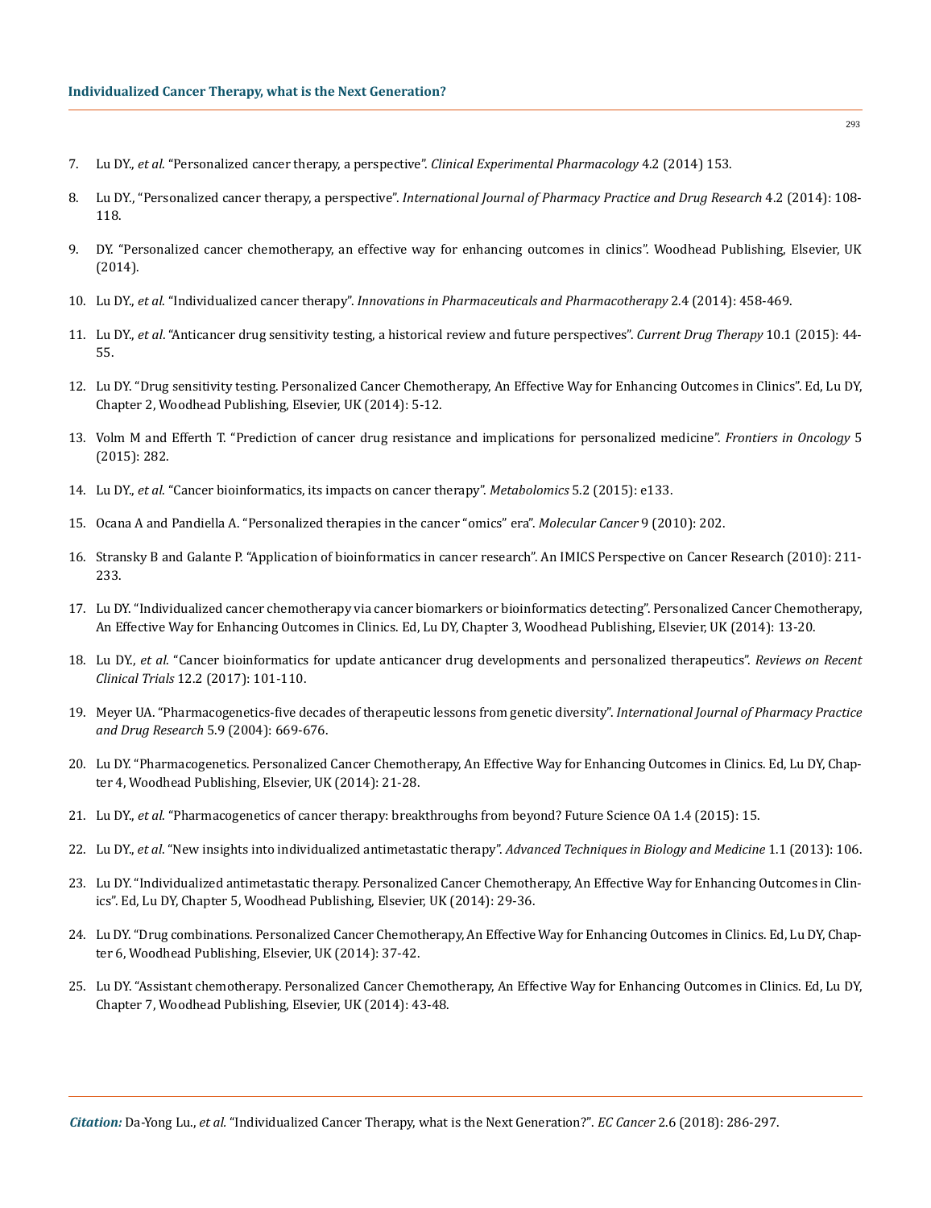7. Lu DY., *et al.* "Personalized cancer therapy, a perspective". *Clinical Experimental Pharmacology* 4.2 (2014) 153.

8. Lu DY., "Personalized cancer therapy, a perspective". *International Journal of Pharmacy Practice and Drug Research* 4.2 (2014): 108-118.

9. DY. "Personalized cancer chemotherapy, an effective way for enhancing outcomes in clinics". Woodhead Publishing, Elsevier, UK (2014).

10. Lu DY., *et al.* "Individualized cancer therapy". *Innovations in Pharmaceuticals and Pharmacotherapy* 2.4 (2014): 458-469.

11. Lu DY., *et al*. "Anticancer drug sensitivity testing, a historical review and future perspectives". *Current Drug Therapy* 10.1 (2015): 44-55.

12. Lu DY. "Drug sensitivity testing. Personalized Cancer Chemotherapy, An Effective Way for Enhancing Outcomes in Clinics". Ed, Lu DY, Chapter 2, Woodhead Publishing, Elsevier, UK (2014): 5-12.

13. Volm M and Efferth T. "Prediction of cancer drug resistance and implications for personalized medicine". *Frontiers in Oncology* 5 (2015): 282.

14. Lu DY., *et al.* "Cancer bioinformatics, its impacts on cancer therapy". *Metabolomics* 5.2 (2015): e133.

15. Ocana A and Pandiella A. "Personalized therapies in the cancer "omics" era". *Molecular Cancer* 9 (2010): 202.

16. Stransky B and Galante P. "Application of bioinformatics in cancer research". An IMICS Perspective on Cancer Research (2010): 211-233.

17. Lu DY. "Individualized cancer chemotherapy via cancer biomarkers or bioinformatics detecting". Personalized Cancer Chemotherapy, An Effective Way for Enhancing Outcomes in Clinics. Ed, Lu DY, Chapter 3, Woodhead Publishing, Elsevier, UK (2014): 13-20.

18. Lu DY., *et al.* "Cancer bioinformatics for update anticancer drug developments and personalized therapeutics". *Reviews on Recent Clinical Trials* 12.2 (2017): 101-110.

19. Meyer UA. "Pharmacogenetics-five decades of therapeutic lessons from genetic diversity". *International Journal of Pharmacy Practice and Drug Research* 5.9 (2004): 669-676.

20. Lu DY. "Pharmacogenetics. Personalized Cancer Chemotherapy, An Effective Way for Enhancing Outcomes in Clinics. Ed, Lu DY, Chapter 4, Woodhead Publishing, Elsevier, UK (2014): 21-28.

21. Lu DY., *et al.* "Pharmacogenetics of cancer therapy: breakthroughs from beyond? Future Science OA 1.4 (2015): 15.

22. Lu DY., *et al*. "New insights into individualized antimetastatic therapy". *Advanced Techniques in Biology and Medicine* 1.1 (2013): 106.

23. Lu DY. "Individualized antimetastatic therapy. Personalized Cancer Chemotherapy, An Effective Way for Enhancing Outcomes in Clinics". Ed, Lu DY, Chapter 5, Woodhead Publishing, Elsevier, UK (2014): 29-36.

24. Lu DY. "Drug combinations. Personalized Cancer Chemotherapy, An Effective Way for Enhancing Outcomes in Clinics. Ed, Lu DY, Chapter 6, Woodhead Publishing, Elsevier, UK (2014): 37-42.

25. Lu DY. "Assistant chemotherapy. Personalized Cancer Chemotherapy, An Effective Way for Enhancing Outcomes in Clinics. Ed, Lu DY, Chapter 7, Woodhead Publishing, Elsevier, UK (2014): 43-48.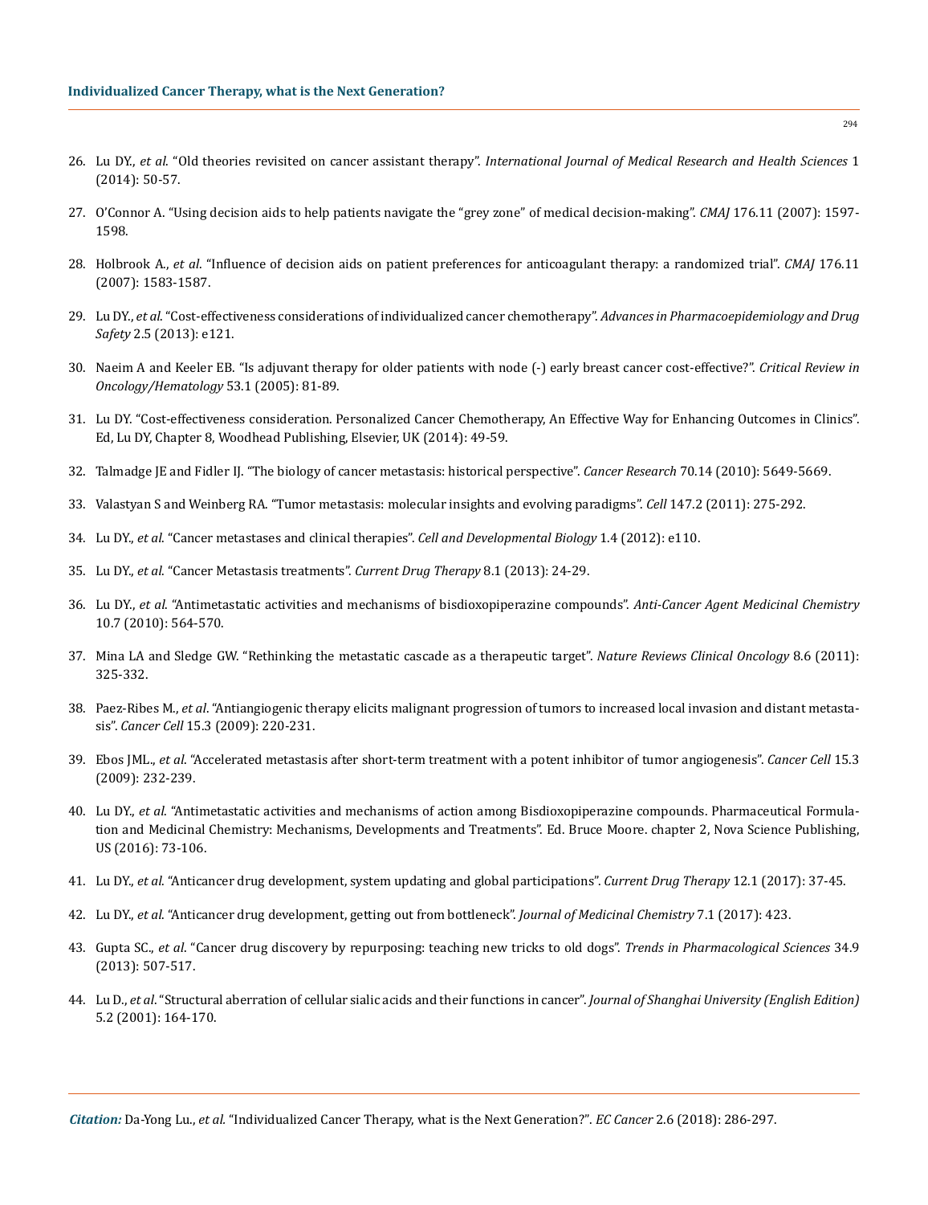26. Lu DY., *et al*. "Old theories revisited on cancer assistant therapy". *International Journal of Medical Research and Health Sciences* 1 (2014): 50-57.

27. O'Connor A. "Using decision aids to help patients navigate the "grey zone" of medical decision-making". *CMAJ* 176.11 (2007): 1597-1598.

28. Holbrook A., *et al*. "Influence of decision aids on patient preferences for anticoagulant therapy: a randomized trial". *CMAJ* 176.11 (2007): 1583-1587.

29. Lu DY., *et al*. "Cost-effectiveness considerations of individualized cancer chemotherapy". *Advances in Pharmacoepidemiology and Drug Safety* 2.5 (2013): e121.

30. Naeim A and Keeler EB. "Is adjuvant therapy for older patients with node (-) early breast cancer cost-effective?". *Critical Review in Oncology/Hematology* 53.1 (2005): 81-89.

31. Lu DY. "Cost-effectiveness consideration. Personalized Cancer Chemotherapy, An Effective Way for Enhancing Outcomes in Clinics". Ed, Lu DY, Chapter 8, Woodhead Publishing, Elsevier, UK (2014): 49-59.

32. Talmadge JE and Fidler IJ. "The biology of cancer metastasis: historical perspective". *Cancer Research* 70.14 (2010): 5649-5669.

33. Valastyan S and Weinberg RA. "Tumor metastasis: molecular insights and evolving paradigms". *Cell* 147.2 (2011): 275-292.

34. Lu DY., *et al.* "Cancer metastases and clinical therapies". *Cell and Developmental Biology* 1.4 (2012): e110.

35. Lu DY., *et al*. "Cancer Metastasis treatments". *Current Drug Therapy* 8.1 (2013): 24-29.

36. Lu DY., *et al*. "Antimetastatic activities and mechanisms of bisdioxopiperazine compounds". *Anti-Cancer Agent Medicinal Chemistry* 10.7 (2010): 564-570.

37. Mina LA and Sledge GW. "Rethinking the metastatic cascade as a therapeutic target". *Nature Reviews Clinical Oncology* 8.6 (2011): 325-332.

38. Paez-Ribes M., *et al*. "Antiangiogenic therapy elicits malignant progression of tumors to increased local invasion and distant metastasis". *Cancer Cell* 15.3 (2009): 220-231.

39. Ebos JML., *et al*. "Accelerated metastasis after short-term treatment with a potent inhibitor of tumor angiogenesis". *Cancer Cell* 15.3 (2009): 232-239.

40. Lu DY., *et al*. "Antimetastatic activities and mechanisms of action among Bisdioxopiperazine compounds. Pharmaceutical Formulation and Medicinal Chemistry: Mechanisms, Developments and Treatments". Ed. Bruce Moore. chapter 2, Nova Science Publishing, US (2016): 73-106.

41. Lu DY., *et al*. "Anticancer drug development, system updating and global participations". *Current Drug Therapy* 12.1 (2017): 37-45.

42. Lu DY., *et al*. "Anticancer drug development, getting out from bottleneck". *Journal of Medicinal Chemistry* 7.1 (2017): 423.

43. Gupta SC., *et al*. "Cancer drug discovery by repurposing: teaching new tricks to old dogs". *Trends in Pharmacological Sciences* 34.9 (2013): 507-517.

44. Lu D., *et al*. "Structural aberration of cellular sialic acids and their functions in cancer". *Journal of Shanghai University (English Edition)* 5.2 (2001): 164-170.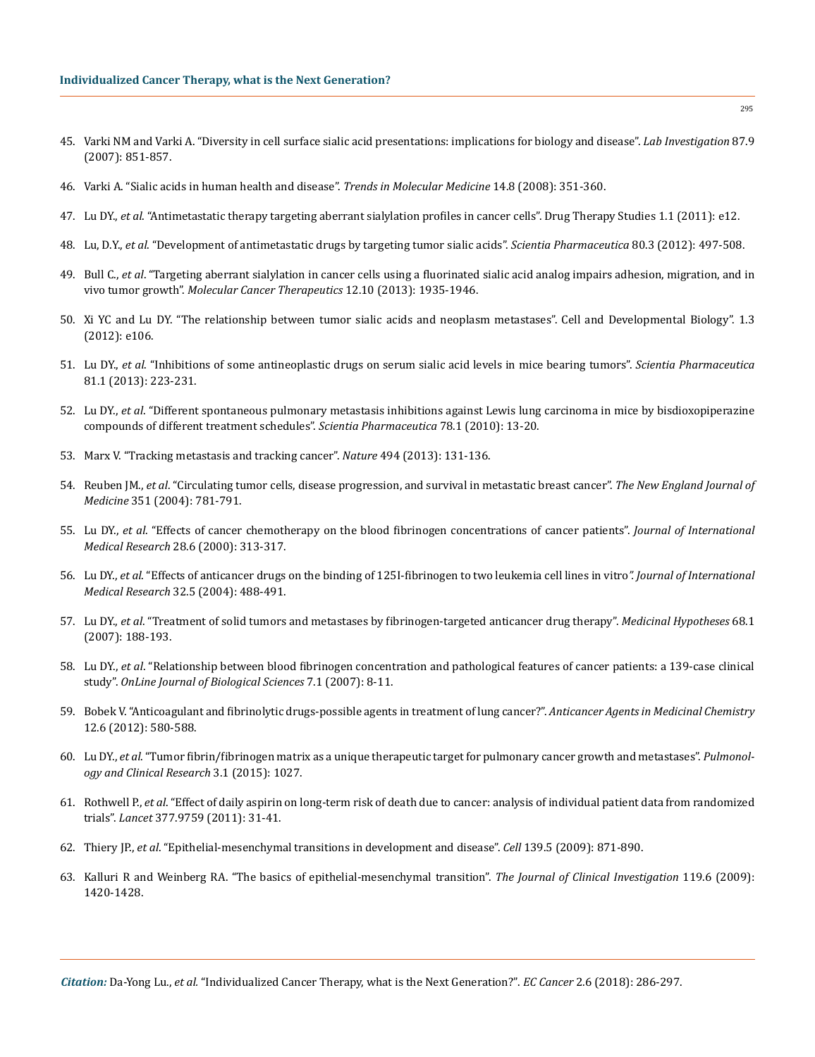45. Varki NM and Varki A. "Diversity in cell surface sialic acid presentations: implications for biology and disease". *Lab Investigation* 87.9 (2007): 851-857.

46. Varki A. "Sialic acids in human health and disease". *Trends in Molecular Medicine* 14.8 (2008): 351-360.

47. Lu DY., *et al*. "Antimetastatic therapy targeting aberrant sialylation profiles in cancer cells". Drug Therapy Studies 1.1 (2011): e12.

48. Lu, D.Y., *et al.* "Development of antimetastatic drugs by targeting tumor sialic acids". *Scientia Pharmaceutica* 80.3 (2012): 497-508.

49. Bull C., *et al*. "Targeting aberrant sialylation in cancer cells using a fluorinated sialic acid analog impairs adhesion, migration, and in vivo tumor growth". *Molecular Cancer Therapeutics* 12.10 (2013): 1935-1946.

50. Xi YC and Lu DY. "The relationship between tumor sialic acids and neoplasm metastases". Cell and Developmental Biology". 1.3 (2012): e106.

51. Lu DY., *et al*. "Inhibitions of some antineoplastic drugs on serum sialic acid levels in mice bearing tumors". *Scientia Pharmaceutica* 81.1 (2013): 223-231.

52. Lu DY., *et al*. "Different spontaneous pulmonary metastasis inhibitions against Lewis lung carcinoma in mice by bisdioxopiperazine compounds of different treatment schedules". *Scientia Pharmaceutica* 78.1 (2010): 13-20.

53. Marx V. "Tracking metastasis and tracking cancer". *Nature* 494 (2013): 131-136.

54. Reuben JM., *et al*. "Circulating tumor cells, disease progression, and survival in metastatic breast cancer". *The New England Journal of Medicine* 351 (2004): 781-791.

55. Lu DY., *et al*. "Effects of cancer chemotherapy on the blood fibrinogen concentrations of cancer patients". *Journal of International Medical Research* 28.6 (2000): 313-317.

56. Lu DY., *et al*. "Effects of anticancer drugs on the binding of 125I-fibrinogen to two leukemia cell lines in vitro". *Journal of International Medical Research* 32.5 (2004): 488-491.

57. Lu DY., *et al*. "Treatment of solid tumors and metastases by fibrinogen-targeted anticancer drug therapy". *Medicinal Hypotheses* 68.1 (2007): 188-193.

58. Lu DY., *et al*. "Relationship between blood fibrinogen concentration and pathological features of cancer patients: a 139-case clinical study". *OnLine Journal of Biological Sciences* 7.1 (2007): 8-11.

59. Bobek V. "Anticoagulant and fibrinolytic drugs-possible agents in treatment of lung cancer?". *Anticancer Agents in Medicinal Chemistry* 12.6 (2012): 580-588.

60. Lu DY., *et al*. "Tumor fibrin/fibrinogen matrix as a unique therapeutic target for pulmonary cancer growth and metastases". *Pulmonology and Clinical Research* 3.1 (2015): 1027.

61. Rothwell P., *et al*. "Effect of daily aspirin on long-term risk of death due to cancer: analysis of individual patient data from randomized trials". *Lancet* 377.9759 (2011): 31-41.

62. Thiery JP., *et al*. "Epithelial-mesenchymal transitions in development and disease". *Cell* 139.5 (2009): 871-890.

63. Kalluri R and Weinberg RA. "The basics of epithelial-mesenchymal transition". *The Journal of Clinical Investigation* 119.6 (2009): 1420-1428.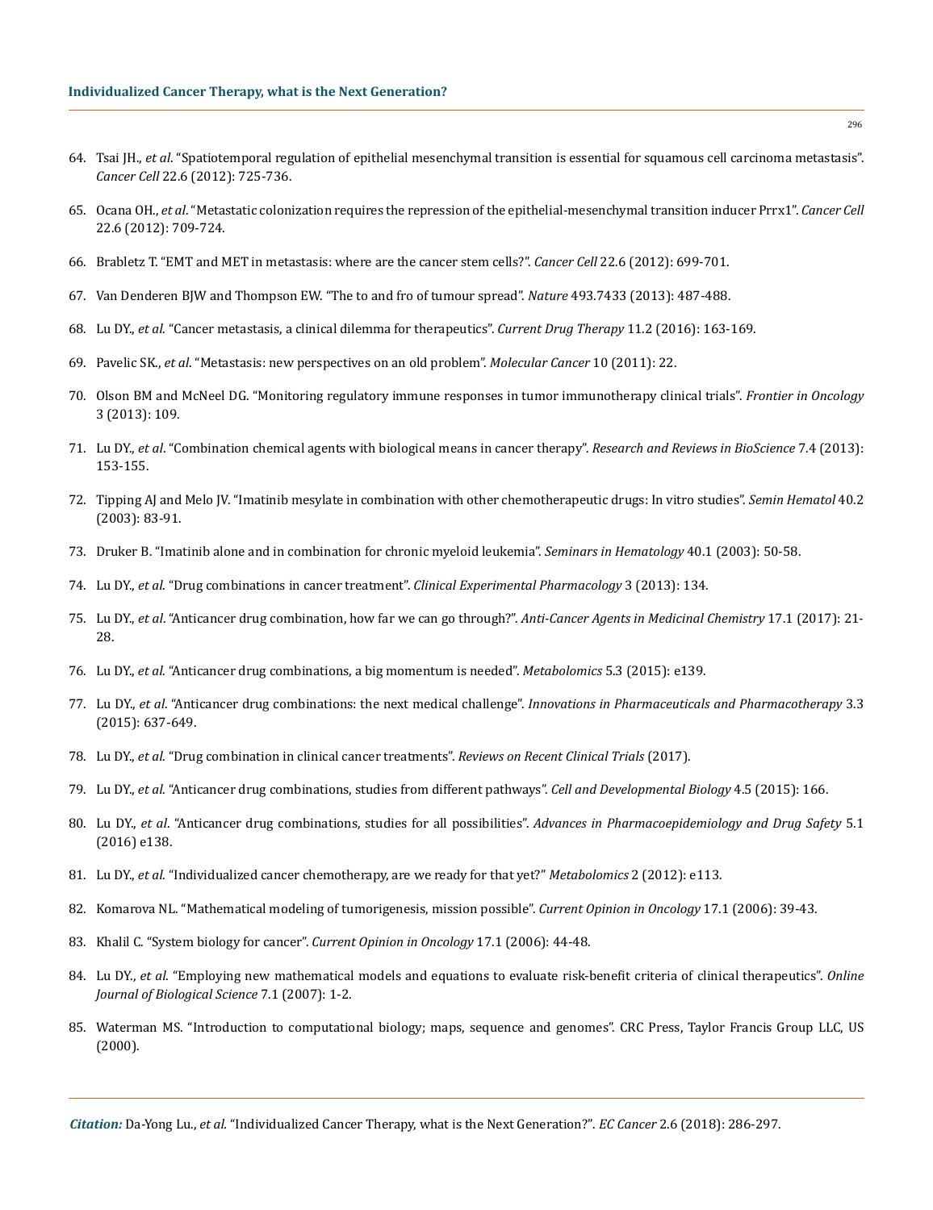64. Tsai JH., *et al*. "Spatiotemporal regulation of epithelial mesenchymal transition is essential for squamous cell carcinoma metastasis". *Cancer Cell* 22.6 (2012): 725-736.

65. Ocana OH., *et al*. "Metastatic colonization requires the repression of the epithelial-mesenchymal transition inducer Prrx1". *Cancer Cell* 22.6 (2012): 709-724.

66. Brabletz T. "EMT and MET in metastasis: where are the cancer stem cells?". *Cancer Cell* 22.6 (2012): 699-701.

67. Van Denderen BJW and Thompson EW. "The to and fro of tumour spread". *Nature* 493.7433 (2013): 487-488.

68. Lu DY., *et al*. "Cancer metastasis, a clinical dilemma for therapeutics". *Current Drug Therapy* 11.2 (2016): 163-169.

69. Pavelic SK., *et al*. "Metastasis: new perspectives on an old problem". *Molecular Cancer* 10 (2011): 22.

70. Olson BM and McNeel DG. "Monitoring regulatory immune responses in tumor immunotherapy clinical trials". *Frontier in Oncology* 3 (2013): 109.

71. Lu DY., *et al*. "Combination chemical agents with biological means in cancer therapy". *Research and Reviews in BioScience* 7.4 (2013): 153-155.

72. Tipping AJ and Melo JV. "Imatinib mesylate in combination with other chemotherapeutic drugs: In vitro studies". *Semin Hematol* 40.2 (2003): 83-91.

73. Druker B. "Imatinib alone and in combination for chronic myeloid leukemia". *Seminars in Hematology* 40.1 (2003): 50-58.

74. Lu DY., *et al.* "Drug combinations in cancer treatment". *Clinical Experimental Pharmacology* 3 (2013): 134.

75. Lu DY., *et al*. "Anticancer drug combination, how far we can go through?". *Anti-Cancer Agents in Medicinal Chemistry* 17.1 (2017): 21-28.

76. Lu DY., *et al.* "Anticancer drug combinations, a big momentum is needed". *Metabolomics* 5.3 (2015): e139.

77. Lu DY., *et al*. "Anticancer drug combinations: the next medical challenge". *Innovations in Pharmaceuticals and Pharmacotherapy* 3.3 (2015): 637-649.

78. Lu DY., *et al*. "Drug combination in clinical cancer treatments". *Reviews on Recent Clinical Trials* (2017).

79. Lu DY., *et al*. "Anticancer drug combinations, studies from different pathways". *Cell and Developmental Biology* 4.5 (2015): 166.

80. Lu DY., *et al*. "Anticancer drug combinations, studies for all possibilities". *Advances in Pharmacoepidemiology and Drug Safety* 5.1 (2016) e138.

81. Lu DY., *et al.* "Individualized cancer chemotherapy, are we ready for that yet?" *Metabolomics* 2 (2012): e113.

82. Komarova NL. "Mathematical modeling of tumorigenesis, mission possible". *Current Opinion in Oncology* 17.1 (2006): 39-43.

83. Khalil C. "System biology for cancer". *Current Opinion in Oncology* 17.1 (2006): 44-48.

84. Lu DY., *et al*. "Employing new mathematical models and equations to evaluate risk-benefit criteria of clinical therapeutics". *Online Journal of Biological Science* 7.1 (2007): 1-2.

85. Waterman MS. "Introduction to computational biology; maps, sequence and genomes". CRC Press, Taylor Francis Group LLC, US (2000).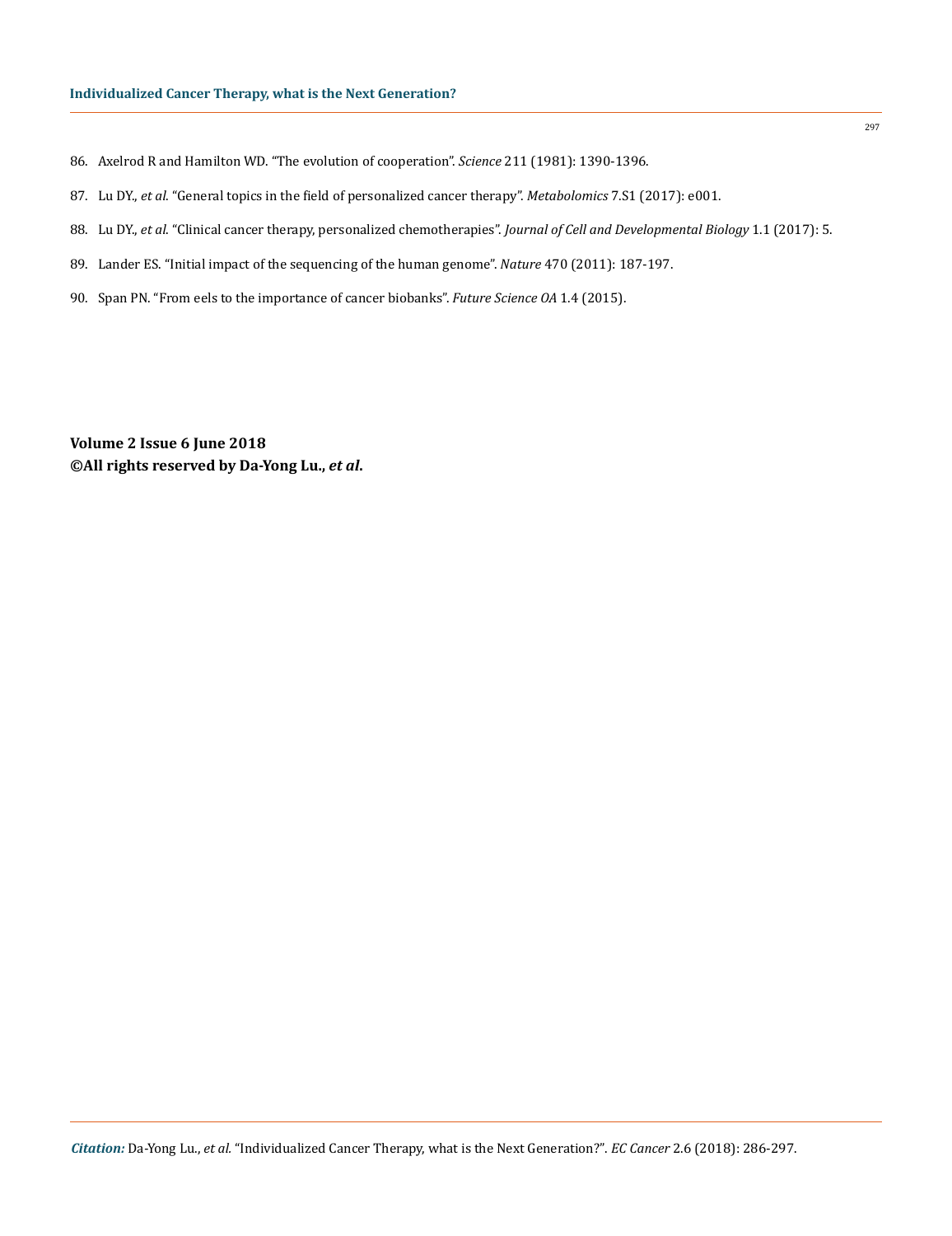86. Axelrod R and Hamilton WD. “The evolution of cooperation”. *Science* 211 (1981): 1390-1396.
87. Lu DY., *et al.* “General topics in the field of personalized cancer therapy”. *Metabolomics* 7.S1 (2017): e001.
88. Lu DY., *et al.* “Clinical cancer therapy, personalized chemotherapies”. *Journal of Cell and Developmental Biology* 1.1 (2017): 5.
89. Lander ES. “Initial impact of the sequencing of the human genome”. *Nature* 470 (2011): 187-197.
90. Span PN. “From eels to the importance of cancer biobanks”. *Future Science OA* 1.4 (2015).

**Volume 2 Issue 6 June 2018**
**©All rights reserved by Da-Yong Lu., *et al*.**